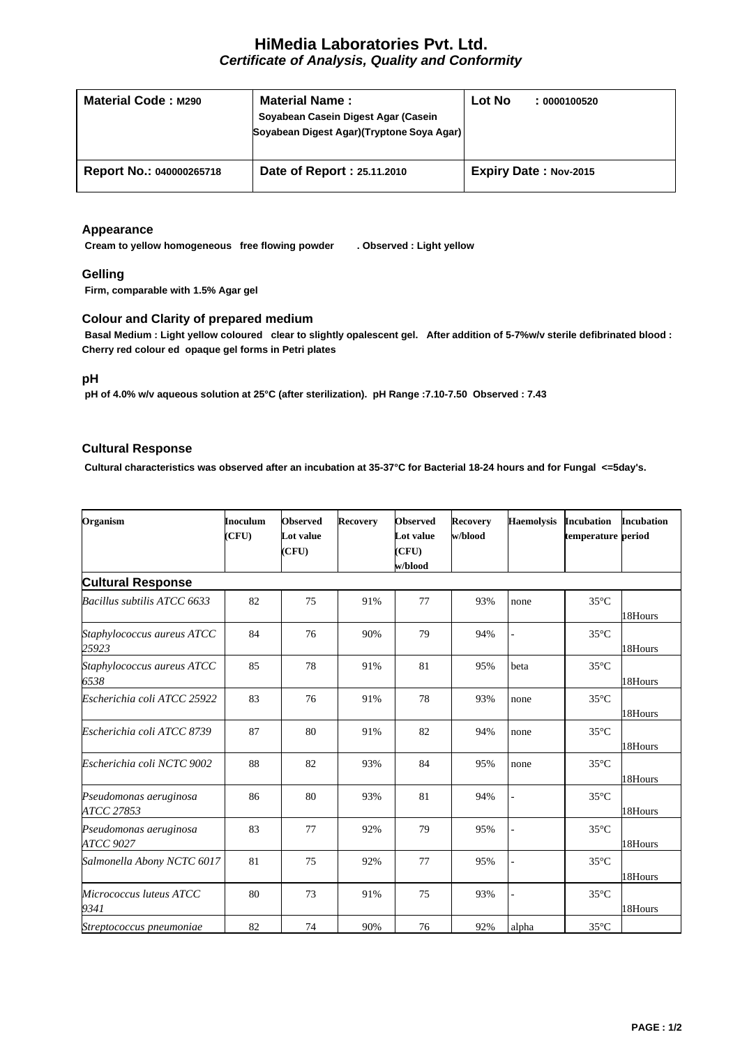# HiMedia Laboratories Pvt. Ltd.

## *Certificate of Analysis, Quality and Conformity*

| **Material Code : M290** | **Material Name :** Soyabean Casein Digest Agar (Casein Soyabean Digest Agar)(Tryptone Soya Agar) | **Lot No : 0000100520** |
|---|---|---|
| **Report No.: 040000265718** | **Date of Report : 25.11.2010** | **Expiry Date : Nov-2015** |

### Appearance

**Cream to yellow homogeneous free flowing powder . Observed : Light yellow**

### Gelling

**Firm, comparable with 1.5% Agar gel**

### Colour and Clarity of prepared medium

**Basal Medium : Light yellow coloured clear to slightly opalescent gel. After addition of 5-7%w/v sterile defibrinated blood : Cherry red colour ed opaque gel forms in Petri plates**

### pH

**pH of 4.0% w/v aqueous solution at 25°C (after sterilization). pH Range :7.10-7.50 Observed : 7.43**

### Cultural Response

**Cultural characteristics was observed after an incubation at 35-37°C for Bacterial 18-24 hours and for Fungal <=5day's.**

| Organism | Inoculum (CFU) | Observed Lot value (CFU) | Recovery | Observed Lot value (CFU) w/blood | Recovery w/blood | Haemolysis | Incubation temperature | Incubation period |
|---|---|---|---|---|---|---|---|---|
| **Cultural Response** | | | | | | | | |
| *Bacillus subtilis ATCC 6633* | 82 | 75 | 91% | 77 | 93% | none | 35°C | 18Hours |
| *Staphylococcus aureus ATCC 25923* | 84 | 76 | 90% | 79 | 94% | - | 35°C | 18Hours |
| *Staphylococcus aureus ATCC 6538* | 85 | 78 | 91% | 81 | 95% | beta | 35°C | 18Hours |
| *Escherichia coli ATCC 25922* | 83 | 76 | 91% | 78 | 93% | none | 35°C | 18Hours |
| *Escherichia coli ATCC 8739* | 87 | 80 | 91% | 82 | 94% | none | 35°C | 18Hours |
| *Escherichia coli NCTC 9002* | 88 | 82 | 93% | 84 | 95% | none | 35°C | 18Hours |
| *Pseudomonas aeruginosa ATCC 27853* | 86 | 80 | 93% | 81 | 94% | - | 35°C | 18Hours |
| *Pseudomonas aeruginosa ATCC 9027* | 83 | 77 | 92% | 79 | 95% | - | 35°C | 18Hours |
| *Salmonella Abony NCTC 6017* | 81 | 75 | 92% | 77 | 95% | - | 35°C | 18Hours |
| *Micrococcus luteus ATCC 9341* | 80 | 73 | 91% | 75 | 93% | - | 35°C | 18Hours |
| *Streptococcus pneumoniae* | 82 | 74 | 90% | 76 | 92% | alpha | 35°C | |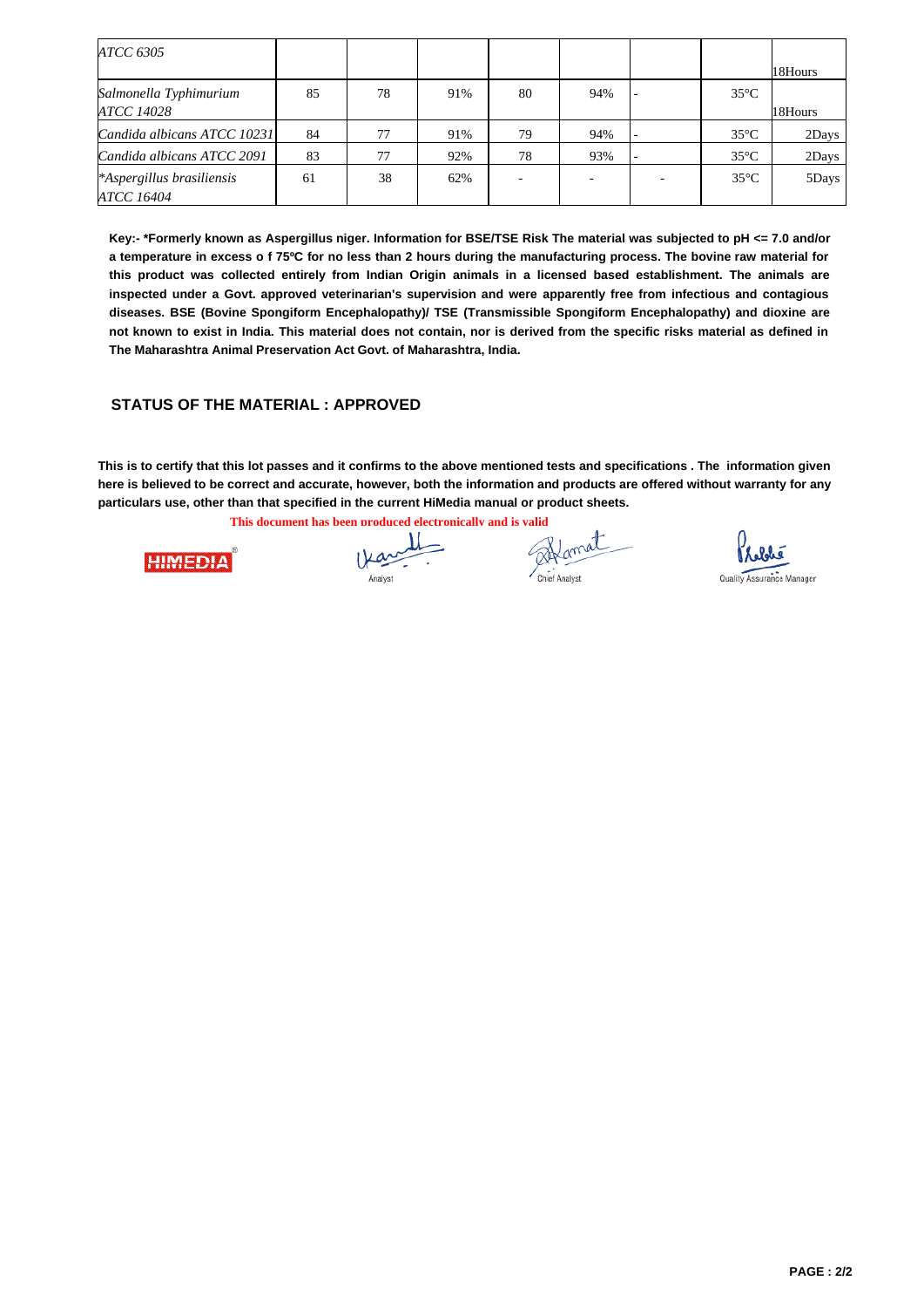| | | | | | | | | |
|---|---|---|---|---|---|---|---|---|
| *ATCC 6305* | | | | | | | | 18Hours |
| *Salmonella Typhimurium ATCC 14028* | 85 | 78 | 91% | 80 | 94% | - | 35°C | 18Hours |
| *Candida albicans ATCC 10231* | 84 | 77 | 91% | 79 | 94% | - | 35°C | 2Days |
| *Candida albicans ATCC 2091* | 83 | 77 | 92% | 78 | 93% | - | 35°C | 2Days |
| *\*Aspergillus brasiliensis ATCC 16404* | 61 | 38 | 62% | - | - | - | 35°C | 5Days |

**Key:- \*Formerly known as Aspergillus niger. Information for BSE/TSE Risk The material was subjected to pH <= 7.0 and/or a temperature in excess o f 75ºC for no less than 2 hours during the manufacturing process. The bovine raw material for this product was collected entirely from Indian Origin animals in a licensed based establishment. The animals are inspected under a Govt. approved veterinarian's supervision and were apparently free from infectious and contagious diseases. BSE (Bovine Spongiform Encephalopathy)/ TSE (Transmissible Spongiform Encephalopathy) and dioxine are not known to exist in India. This material does not contain, nor is derived from the specific risks material as defined in The Maharashtra Animal Preservation Act Govt. of Maharashtra, India.**

**STATUS OF THE MATERIAL : APPROVED**

**This is to certify that this lot passes and it confirms to the above mentioned tests and specifications . The information given here is believed to be correct and accurate, however, both the information and products are offered without warranty for any particulars use, other than that specified in the current HiMedia manual or product sheets.**

**This document has been produced electronically and is valid**

HIMEDIA®

Analyst

Chief Analyst

Quality Assurance Manager